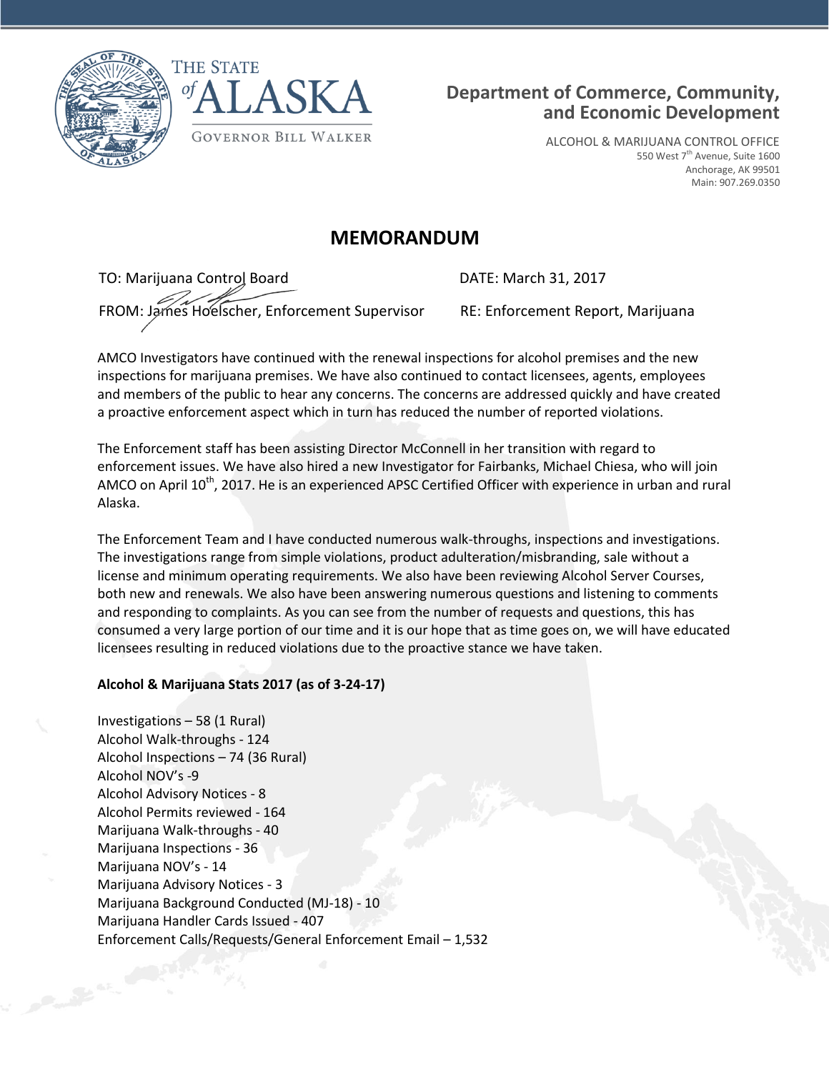THE STATE of ALASKA

GOVERNOR BILL WALKER

**Department of Commerce, Community, and Economic Development**

ALCOHOL & MARIJUANA CONTROL OFFICE
550 West 7th Avenue, Suite 1600
Anchorage, AK 99501
Main: 907.269.0350

# MEMORANDUM

TO: Marijuana Control Board

DATE: March 31, 2017

FROM: James Hoelscher, Enforcement Supervisor

RE: Enforcement Report, Marijuana

AMCO Investigators have continued with the renewal inspections for alcohol premises and the new inspections for marijuana premises. We have also continued to contact licensees, agents, employees and members of the public to hear any concerns. The concerns are addressed quickly and have created a proactive enforcement aspect which in turn has reduced the number of reported violations.

The Enforcement staff has been assisting Director McConnell in her transition with regard to enforcement issues. We have also hired a new Investigator for Fairbanks, Michael Chiesa, who will join AMCO on April 10th, 2017. He is an experienced APSC Certified Officer with experience in urban and rural Alaska.

The Enforcement Team and I have conducted numerous walk-throughs, inspections and investigations. The investigations range from simple violations, product adulteration/misbranding, sale without a license and minimum operating requirements. We also have been reviewing Alcohol Server Courses, both new and renewals. We also have been answering numerous questions and listening to comments and responding to complaints. As you can see from the number of requests and questions, this has consumed a very large portion of our time and it is our hope that as time goes on, we will have educated licensees resulting in reduced violations due to the proactive stance we have taken.

**Alcohol & Marijuana Stats 2017 (as of 3-24-17)**

Investigations – 58 (1 Rural)
Alcohol Walk-throughs - 124
Alcohol Inspections – 74 (36 Rural)
Alcohol NOV's -9
Alcohol Advisory Notices - 8
Alcohol Permits reviewed - 164
Marijuana Walk-throughs - 40
Marijuana Inspections - 36
Marijuana NOV's - 14
Marijuana Advisory Notices - 3
Marijuana Background Conducted (MJ-18) - 10
Marijuana Handler Cards Issued - 407
Enforcement Calls/Requests/General Enforcement Email – 1,532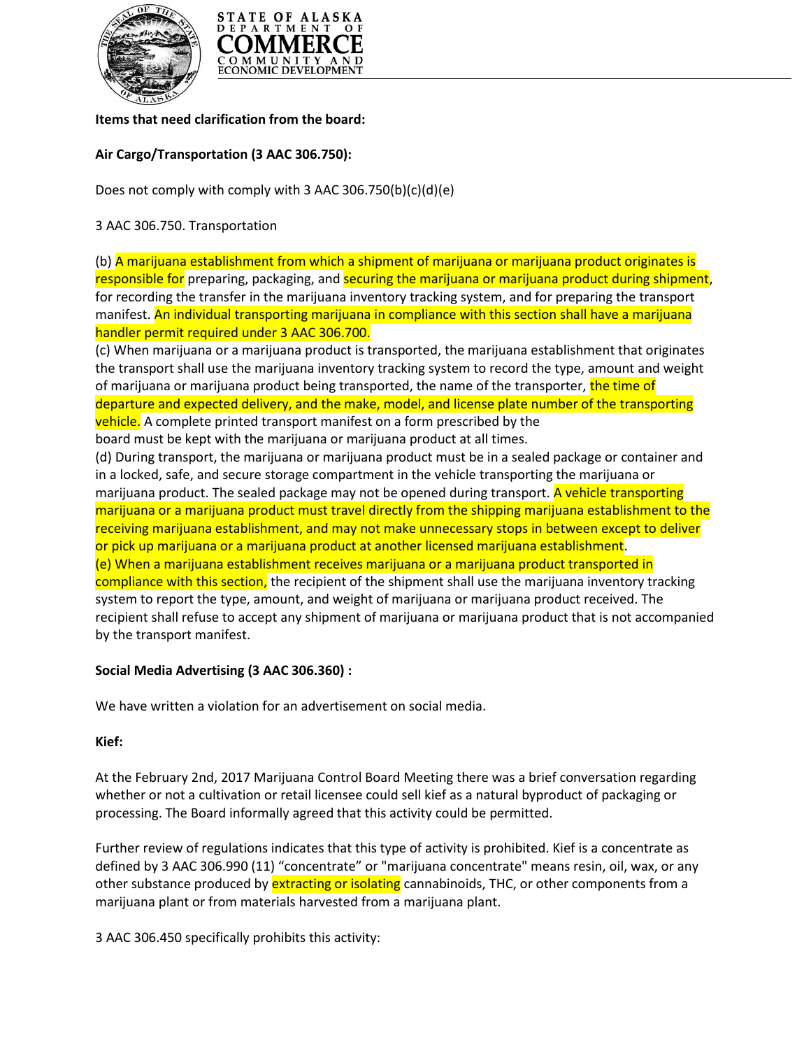**Items that need clarification from the board:**

**Air Cargo/Transportation (3 AAC 306.750):**

Does not comply with comply with 3 AAC 306.750(b)(c)(d)(e)

3 AAC 306.750. Transportation

(b) A marijuana establishment from which a shipment of marijuana or marijuana product originates is responsible for preparing, packaging, and securing the marijuana or marijuana product during shipment, for recording the transfer in the marijuana inventory tracking system, and for preparing the transport manifest. An individual transporting marijuana in compliance with this section shall have a marijuana handler permit required under 3 AAC 306.700.

(c) When marijuana or a marijuana product is transported, the marijuana establishment that originates the transport shall use the marijuana inventory tracking system to record the type, amount and weight of marijuana or marijuana product being transported, the name of the transporter, the time of departure and expected delivery, and the make, model, and license plate number of the transporting vehicle. A complete printed transport manifest on a form prescribed by the board must be kept with the marijuana or marijuana product at all times.

(d) During transport, the marijuana or marijuana product must be in a sealed package or container and in a locked, safe, and secure storage compartment in the vehicle transporting the marijuana or marijuana product. The sealed package may not be opened during transport. A vehicle transporting marijuana or a marijuana product must travel directly from the shipping marijuana establishment to the receiving marijuana establishment, and may not make unnecessary stops in between except to deliver or pick up marijuana or a marijuana product at another licensed marijuana establishment.

(e) When a marijuana establishment receives marijuana or a marijuana product transported in compliance with this section, the recipient of the shipment shall use the marijuana inventory tracking system to report the type, amount, and weight of marijuana or marijuana product received. The recipient shall refuse to accept any shipment of marijuana or marijuana product that is not accompanied by the transport manifest.

**Social Media Advertising (3 AAC 306.360) :**

We have written a violation for an advertisement on social media.

**Kief:**

At the February 2nd, 2017 Marijuana Control Board Meeting there was a brief conversation regarding whether or not a cultivation or retail licensee could sell kief as a natural byproduct of packaging or processing. The Board informally agreed that this activity could be permitted.

Further review of regulations indicates that this type of activity is prohibited. Kief is a concentrate as defined by 3 AAC 306.990 (11) "concentrate" or "marijuana concentrate" means resin, oil, wax, or any other substance produced by extracting or isolating cannabinoids, THC, or other components from a marijuana plant or from materials harvested from a marijuana plant.

3 AAC 306.450 specifically prohibits this activity: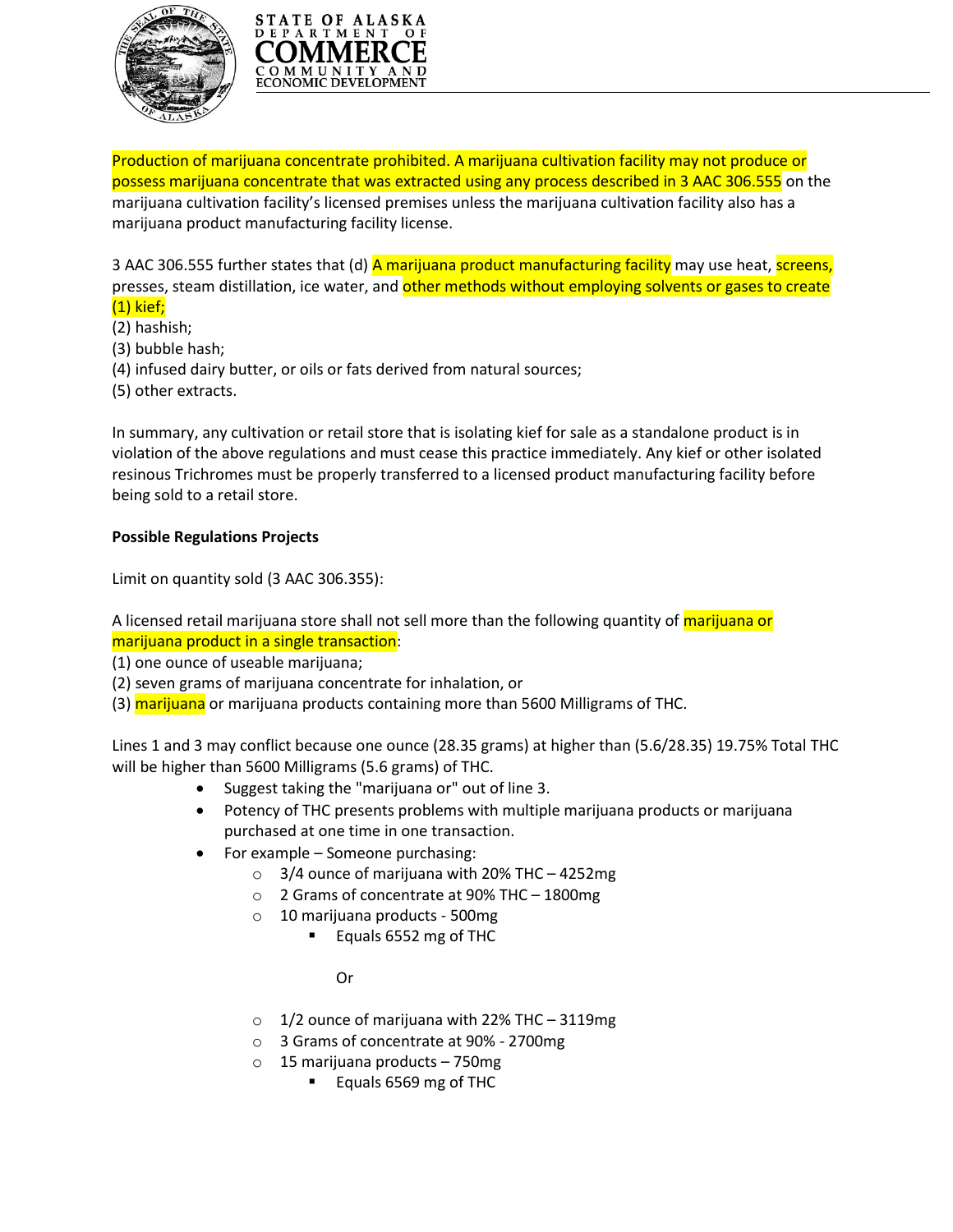Production of marijuana concentrate prohibited. A marijuana cultivation facility may not produce or possess marijuana concentrate that was extracted using any process described in 3 AAC 306.555 on the marijuana cultivation facility's licensed premises unless the marijuana cultivation facility also has a marijuana product manufacturing facility license.

3 AAC 306.555 further states that (d) A marijuana product manufacturing facility may use heat, screens, presses, steam distillation, ice water, and other methods without employing solvents or gases to create
(1) kief;
(2) hashish;
(3) bubble hash;
(4) infused dairy butter, or oils or fats derived from natural sources;
(5) other extracts.

In summary, any cultivation or retail store that is isolating kief for sale as a standalone product is in violation of the above regulations and must cease this practice immediately. Any kief or other isolated resinous Trichromes must be properly transferred to a licensed product manufacturing facility before being sold to a retail store.

**Possible Regulations Projects**

Limit on quantity sold (3 AAC 306.355):

A licensed retail marijuana store shall not sell more than the following quantity of marijuana or marijuana product in a single transaction:
(1) one ounce of useable marijuana;
(2) seven grams of marijuana concentrate for inhalation, or
(3) marijuana or marijuana products containing more than 5600 Milligrams of THC.

Lines 1 and 3 may conflict because one ounce (28.35 grams) at higher than (5.6/28.35) 19.75% Total THC will be higher than 5600 Milligrams (5.6 grams) of THC.

- Suggest taking the "marijuana or" out of line 3.
- Potency of THC presents problems with multiple marijuana products or marijuana purchased at one time in one transaction.
- For example – Someone purchasing:
  - 3/4 ounce of marijuana with 20% THC – 4252mg
  - 2 Grams of concentrate at 90% THC – 1800mg
  - 10 marijuana products - 500mg
    - Equals 6552 mg of THC

      Or

  - 1/2 ounce of marijuana with 22% THC – 3119mg
  - 3 Grams of concentrate at 90% - 2700mg
  - 15 marijuana products – 750mg
    - Equals 6569 mg of THC